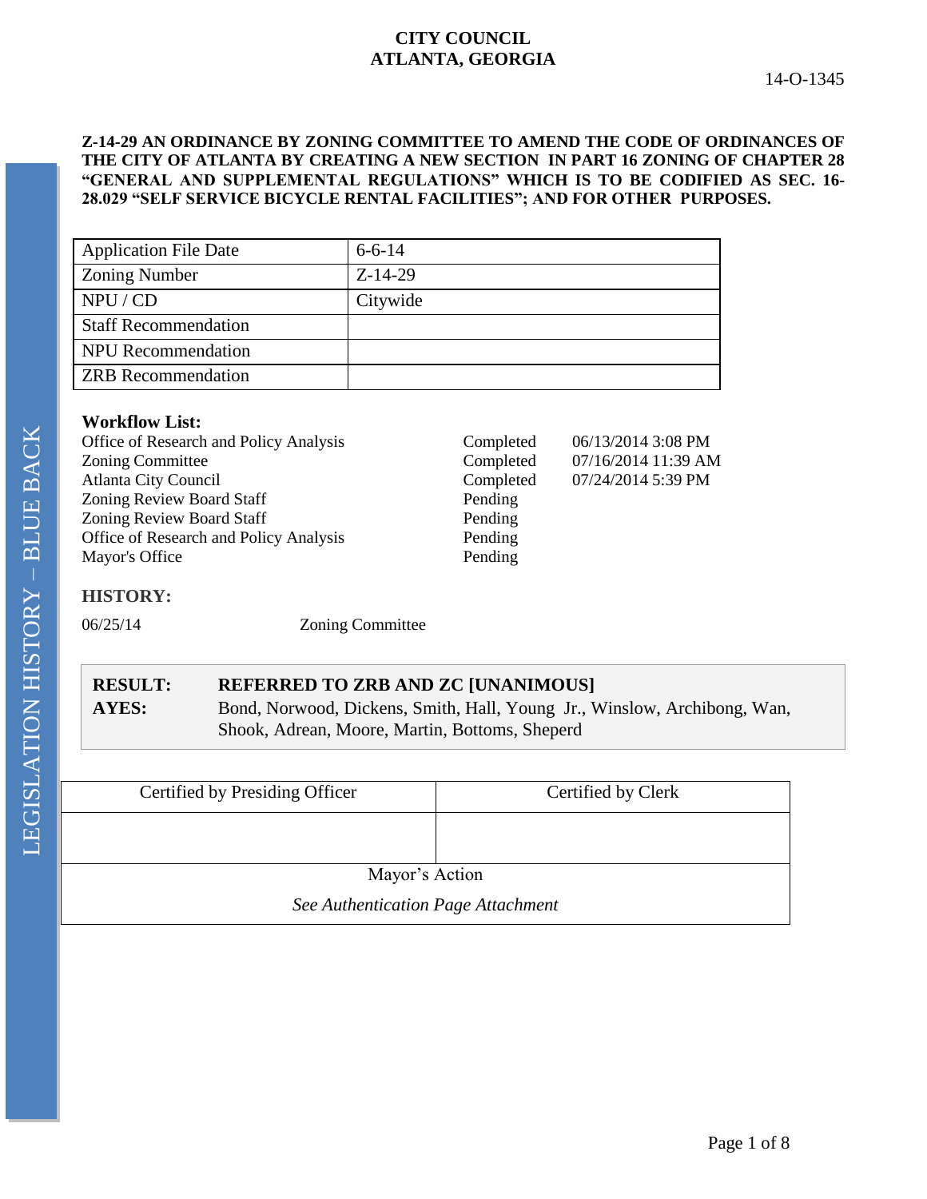# CITY COUNCIL
# ATLANTA, GEORGIA

14-O-1345

**Z-14-29 AN ORDINANCE BY ZONING COMMITTEE TO AMEND THE CODE OF ORDINANCES OF THE CITY OF ATLANTA BY CREATING A NEW SECTION IN PART 16 ZONING OF CHAPTER 28 "GENERAL AND SUPPLEMENTAL REGULATIONS" WHICH IS TO BE CODIFIED AS SEC. 16-28.029 "SELF SERVICE BICYCLE RENTAL FACILITIES"; AND FOR OTHER PURPOSES.**

| Application File Date | 6-6-14 |
|---|---|
| Zoning Number | Z-14-29 |
| NPU / CD | Citywide |
| Staff Recommendation | |
| NPU Recommendation | |
| ZRB Recommendation | |

**Workflow List:**

| | | |
|---|---|---|
| Office of Research and Policy Analysis | Completed | 06/13/2014 3:08 PM |
| Zoning Committee | Completed | 07/16/2014 11:39 AM |
| Atlanta City Council | Completed | 07/24/2014 5:39 PM |
| Zoning Review Board Staff | Pending | |
| Zoning Review Board Staff | Pending | |
| Office of Research and Policy Analysis | Pending | |
| Mayor's Office | Pending | |

**HISTORY:**

06/25/14 Zoning Committee

| | |
|---|---|
| **RESULT:** | **REFERRED TO ZRB AND ZC [UNANIMOUS]** |
| **AYES:** | Bond, Norwood, Dickens, Smith, Hall, Young Jr., Winslow, Archibong, Wan, Shook, Adrean, Moore, Martin, Bottoms, Sheperd |

| Certified by Presiding Officer | Certified by Clerk |
|---|---|
| | |
| Mayor's Action | |
| *See Authentication Page Attachment* | |

LEGISLATION HISTORY – BLUE BACK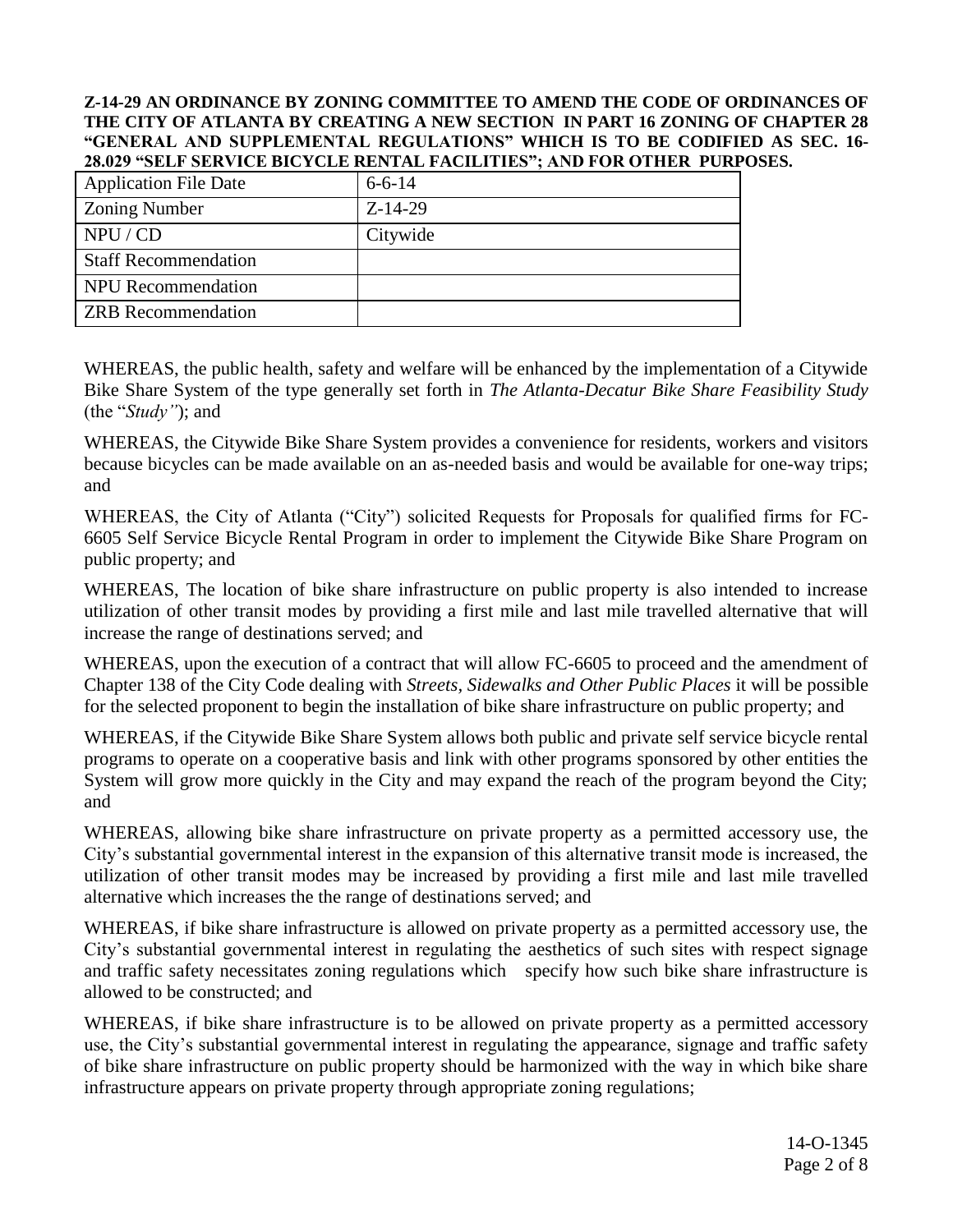**Z-14-29 AN ORDINANCE BY ZONING COMMITTEE TO AMEND THE CODE OF ORDINANCES OF THE CITY OF ATLANTA BY CREATING A NEW SECTION IN PART 16 ZONING OF CHAPTER 28 "GENERAL AND SUPPLEMENTAL REGULATIONS" WHICH IS TO BE CODIFIED AS SEC. 16-28.029 "SELF SERVICE BICYCLE RENTAL FACILITIES"; AND FOR OTHER PURPOSES.**

| Application File Date | 6-6-14 |
|---|---|
| Zoning Number | Z-14-29 |
| NPU / CD | Citywide |
| Staff Recommendation | |
| NPU Recommendation | |
| ZRB Recommendation | |

WHEREAS, the public health, safety and welfare will be enhanced by the implementation of a Citywide Bike Share System of the type generally set forth in *The Atlanta-Decatur Bike Share Feasibility Study* (the "*Study"*); and

WHEREAS, the Citywide Bike Share System provides a convenience for residents, workers and visitors because bicycles can be made available on an as-needed basis and would be available for one-way trips; and

WHEREAS, the City of Atlanta ("City") solicited Requests for Proposals for qualified firms for FC-6605 Self Service Bicycle Rental Program in order to implement the Citywide Bike Share Program on public property; and

WHEREAS, The location of bike share infrastructure on public property is also intended to increase utilization of other transit modes by providing a first mile and last mile travelled alternative that will increase the range of destinations served; and

WHEREAS, upon the execution of a contract that will allow FC-6605 to proceed and the amendment of Chapter 138 of the City Code dealing with *Streets, Sidewalks and Other Public Places* it will be possible for the selected proponent to begin the installation of bike share infrastructure on public property; and

WHEREAS, if the Citywide Bike Share System allows both public and private self service bicycle rental programs to operate on a cooperative basis and link with other programs sponsored by other entities the System will grow more quickly in the City and may expand the reach of the program beyond the City; and

WHEREAS, allowing bike share infrastructure on private property as a permitted accessory use, the City's substantial governmental interest in the expansion of this alternative transit mode is increased, the utilization of other transit modes may be increased by providing a first mile and last mile travelled alternative which increases the the range of destinations served; and

WHEREAS, if bike share infrastructure is allowed on private property as a permitted accessory use, the City's substantial governmental interest in regulating the aesthetics of such sites with respect signage and traffic safety necessitates zoning regulations which specify how such bike share infrastructure is allowed to be constructed; and

WHEREAS, if bike share infrastructure is to be allowed on private property as a permitted accessory use, the City's substantial governmental interest in regulating the appearance, signage and traffic safety of bike share infrastructure on public property should be harmonized with the way in which bike share infrastructure appears on private property through appropriate zoning regulations;

14-O-1345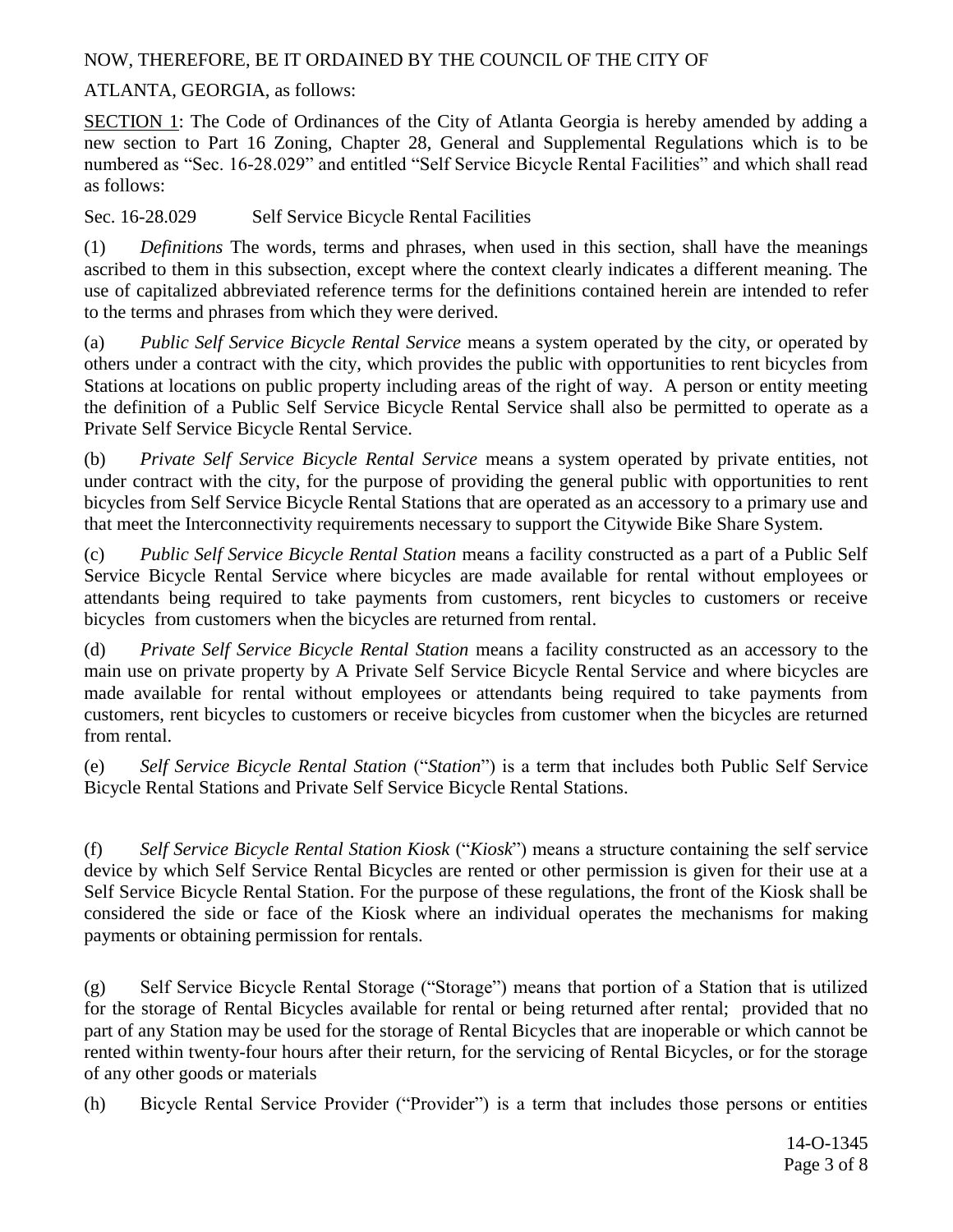NOW, THEREFORE, BE IT ORDAINED BY THE COUNCIL OF THE CITY OF

ATLANTA, GEORGIA, as follows:

SECTION 1: The Code of Ordinances of the City of Atlanta Georgia is hereby amended by adding a new section to Part 16 Zoning, Chapter 28, General and Supplemental Regulations which is to be numbered as "Sec. 16-28.029" and entitled "Self Service Bicycle Rental Facilities" and which shall read as follows:

Sec. 16-28.029 Self Service Bicycle Rental Facilities

(1) *Definitions* The words, terms and phrases, when used in this section, shall have the meanings ascribed to them in this subsection, except where the context clearly indicates a different meaning. The use of capitalized abbreviated reference terms for the definitions contained herein are intended to refer to the terms and phrases from which they were derived.

(a) *Public Self Service Bicycle Rental Service* means a system operated by the city, or operated by others under a contract with the city, which provides the public with opportunities to rent bicycles from Stations at locations on public property including areas of the right of way. A person or entity meeting the definition of a Public Self Service Bicycle Rental Service shall also be permitted to operate as a Private Self Service Bicycle Rental Service.

(b) *Private Self Service Bicycle Rental Service* means a system operated by private entities, not under contract with the city, for the purpose of providing the general public with opportunities to rent bicycles from Self Service Bicycle Rental Stations that are operated as an accessory to a primary use and that meet the Interconnectivity requirements necessary to support the Citywide Bike Share System.

(c) *Public Self Service Bicycle Rental Station* means a facility constructed as a part of a Public Self Service Bicycle Rental Service where bicycles are made available for rental without employees or attendants being required to take payments from customers, rent bicycles to customers or receive bicycles from customers when the bicycles are returned from rental.

(d) *Private Self Service Bicycle Rental Station* means a facility constructed as an accessory to the main use on private property by A Private Self Service Bicycle Rental Service and where bicycles are made available for rental without employees or attendants being required to take payments from customers, rent bicycles to customers or receive bicycles from customer when the bicycles are returned from rental.

(e) *Self Service Bicycle Rental Station* ("*Station*") is a term that includes both Public Self Service Bicycle Rental Stations and Private Self Service Bicycle Rental Stations.

(f) *Self Service Bicycle Rental Station Kiosk* ("*Kiosk*") means a structure containing the self service device by which Self Service Rental Bicycles are rented or other permission is given for their use at a Self Service Bicycle Rental Station. For the purpose of these regulations, the front of the Kiosk shall be considered the side or face of the Kiosk where an individual operates the mechanisms for making payments or obtaining permission for rentals.

(g) Self Service Bicycle Rental Storage ("Storage") means that portion of a Station that is utilized for the storage of Rental Bicycles available for rental or being returned after rental; provided that no part of any Station may be used for the storage of Rental Bicycles that are inoperable or which cannot be rented within twenty-four hours after their return, for the servicing of Rental Bicycles, or for the storage of any other goods or materials

(h) Bicycle Rental Service Provider ("Provider") is a term that includes those persons or entities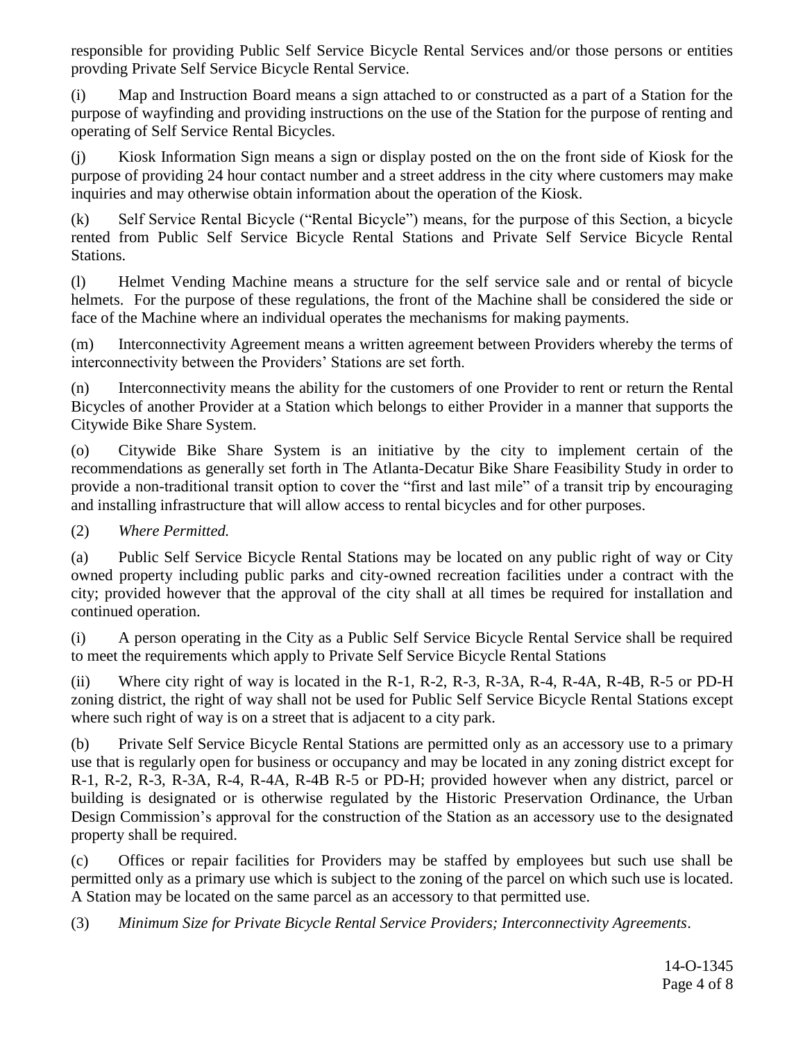responsible for providing Public Self Service Bicycle Rental Services and/or those persons or entities provding Private Self Service Bicycle Rental Service.

(i) Map and Instruction Board means a sign attached to or constructed as a part of a Station for the purpose of wayfinding and providing instructions on the use of the Station for the purpose of renting and operating of Self Service Rental Bicycles.

(j) Kiosk Information Sign means a sign or display posted on the on the front side of Kiosk for the purpose of providing 24 hour contact number and a street address in the city where customers may make inquiries and may otherwise obtain information about the operation of the Kiosk.

(k) Self Service Rental Bicycle ("Rental Bicycle") means, for the purpose of this Section, a bicycle rented from Public Self Service Bicycle Rental Stations and Private Self Service Bicycle Rental Stations.

(l) Helmet Vending Machine means a structure for the self service sale and or rental of bicycle helmets. For the purpose of these regulations, the front of the Machine shall be considered the side or face of the Machine where an individual operates the mechanisms for making payments.

(m) Interconnectivity Agreement means a written agreement between Providers whereby the terms of interconnectivity between the Providers' Stations are set forth.

(n) Interconnectivity means the ability for the customers of one Provider to rent or return the Rental Bicycles of another Provider at a Station which belongs to either Provider in a manner that supports the Citywide Bike Share System.

(o) Citywide Bike Share System is an initiative by the city to implement certain of the recommendations as generally set forth in The Atlanta-Decatur Bike Share Feasibility Study in order to provide a non-traditional transit option to cover the "first and last mile" of a transit trip by encouraging and installing infrastructure that will allow access to rental bicycles and for other purposes.

(2) *Where Permitted.*

(a) Public Self Service Bicycle Rental Stations may be located on any public right of way or City owned property including public parks and city-owned recreation facilities under a contract with the city; provided however that the approval of the city shall at all times be required for installation and continued operation.

(i) A person operating in the City as a Public Self Service Bicycle Rental Service shall be required to meet the requirements which apply to Private Self Service Bicycle Rental Stations

(ii) Where city right of way is located in the R-1, R-2, R-3, R-3A, R-4, R-4A, R-4B, R-5 or PD-H zoning district, the right of way shall not be used for Public Self Service Bicycle Rental Stations except where such right of way is on a street that is adjacent to a city park.

(b) Private Self Service Bicycle Rental Stations are permitted only as an accessory use to a primary use that is regularly open for business or occupancy and may be located in any zoning district except for R-1, R-2, R-3, R-3A, R-4, R-4A, R-4B R-5 or PD-H; provided however when any district, parcel or building is designated or is otherwise regulated by the Historic Preservation Ordinance, the Urban Design Commission's approval for the construction of the Station as an accessory use to the designated property shall be required.

(c) Offices or repair facilities for Providers may be staffed by employees but such use shall be permitted only as a primary use which is subject to the zoning of the parcel on which such use is located. A Station may be located on the same parcel as an accessory to that permitted use.

(3) *Minimum Size for Private Bicycle Rental Service Providers; Interconnectivity Agreements*.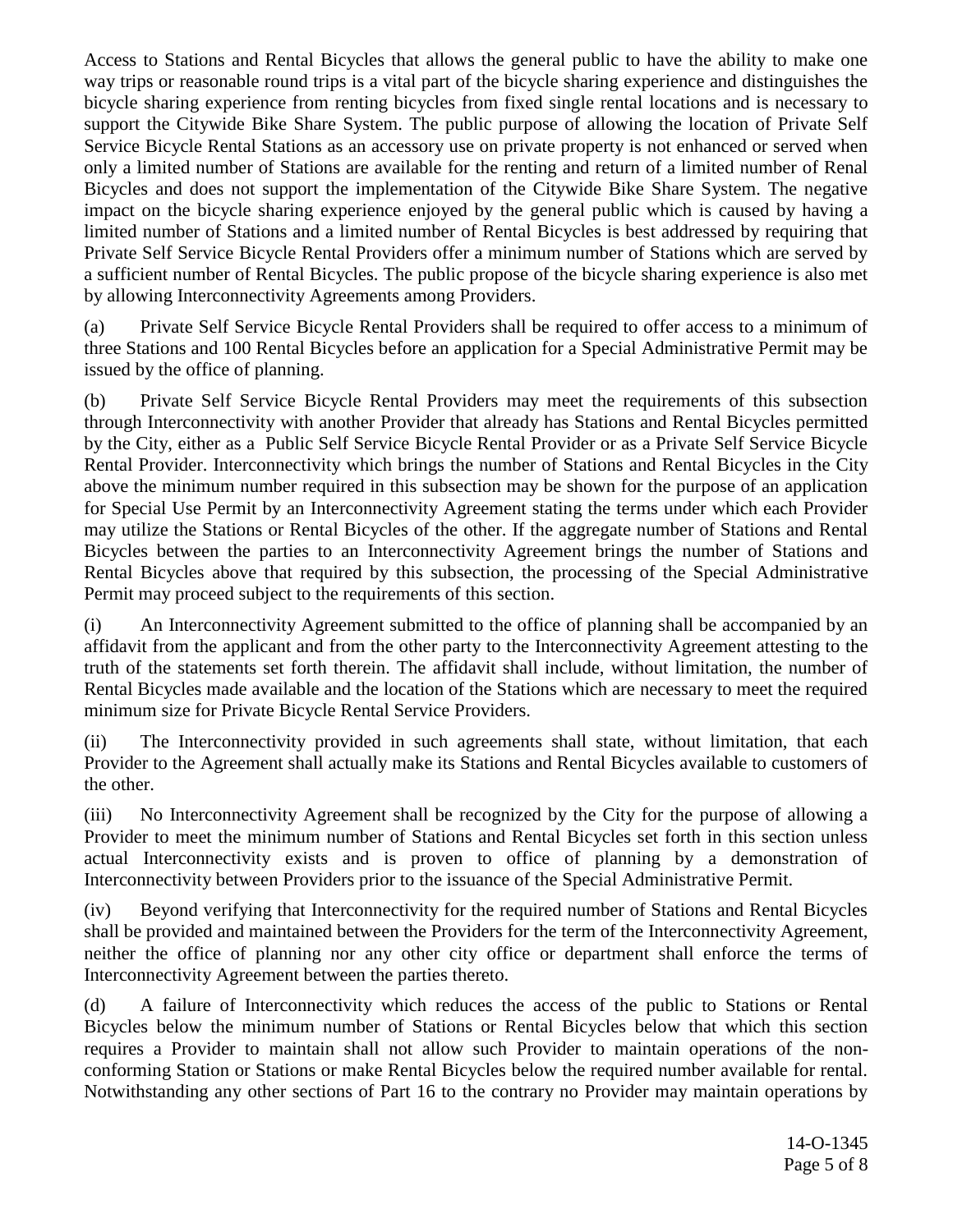Access to Stations and Rental Bicycles that allows the general public to have the ability to make one way trips or reasonable round trips is a vital part of the bicycle sharing experience and distinguishes the bicycle sharing experience from renting bicycles from fixed single rental locations and is necessary to support the Citywide Bike Share System. The public purpose of allowing the location of Private Self Service Bicycle Rental Stations as an accessory use on private property is not enhanced or served when only a limited number of Stations are available for the renting and return of a limited number of Renal Bicycles and does not support the implementation of the Citywide Bike Share System. The negative impact on the bicycle sharing experience enjoyed by the general public which is caused by having a limited number of Stations and a limited number of Rental Bicycles is best addressed by requiring that Private Self Service Bicycle Rental Providers offer a minimum number of Stations which are served by a sufficient number of Rental Bicycles. The public propose of the bicycle sharing experience is also met by allowing Interconnectivity Agreements among Providers.

(a) Private Self Service Bicycle Rental Providers shall be required to offer access to a minimum of three Stations and 100 Rental Bicycles before an application for a Special Administrative Permit may be issued by the office of planning.

(b) Private Self Service Bicycle Rental Providers may meet the requirements of this subsection through Interconnectivity with another Provider that already has Stations and Rental Bicycles permitted by the City, either as a Public Self Service Bicycle Rental Provider or as a Private Self Service Bicycle Rental Provider. Interconnectivity which brings the number of Stations and Rental Bicycles in the City above the minimum number required in this subsection may be shown for the purpose of an application for Special Use Permit by an Interconnectivity Agreement stating the terms under which each Provider may utilize the Stations or Rental Bicycles of the other. If the aggregate number of Stations and Rental Bicycles between the parties to an Interconnectivity Agreement brings the number of Stations and Rental Bicycles above that required by this subsection, the processing of the Special Administrative Permit may proceed subject to the requirements of this section.

(i) An Interconnectivity Agreement submitted to the office of planning shall be accompanied by an affidavit from the applicant and from the other party to the Interconnectivity Agreement attesting to the truth of the statements set forth therein. The affidavit shall include, without limitation, the number of Rental Bicycles made available and the location of the Stations which are necessary to meet the required minimum size for Private Bicycle Rental Service Providers.

(ii) The Interconnectivity provided in such agreements shall state, without limitation, that each Provider to the Agreement shall actually make its Stations and Rental Bicycles available to customers of the other.

(iii) No Interconnectivity Agreement shall be recognized by the City for the purpose of allowing a Provider to meet the minimum number of Stations and Rental Bicycles set forth in this section unless actual Interconnectivity exists and is proven to office of planning by a demonstration of Interconnectivity between Providers prior to the issuance of the Special Administrative Permit.

(iv) Beyond verifying that Interconnectivity for the required number of Stations and Rental Bicycles shall be provided and maintained between the Providers for the term of the Interconnectivity Agreement, neither the office of planning nor any other city office or department shall enforce the terms of Interconnectivity Agreement between the parties thereto.

(d) A failure of Interconnectivity which reduces the access of the public to Stations or Rental Bicycles below the minimum number of Stations or Rental Bicycles below that which this section requires a Provider to maintain shall not allow such Provider to maintain operations of the non-conforming Station or Stations or make Rental Bicycles below the required number available for rental. Notwithstanding any other sections of Part 16 to the contrary no Provider may maintain operations by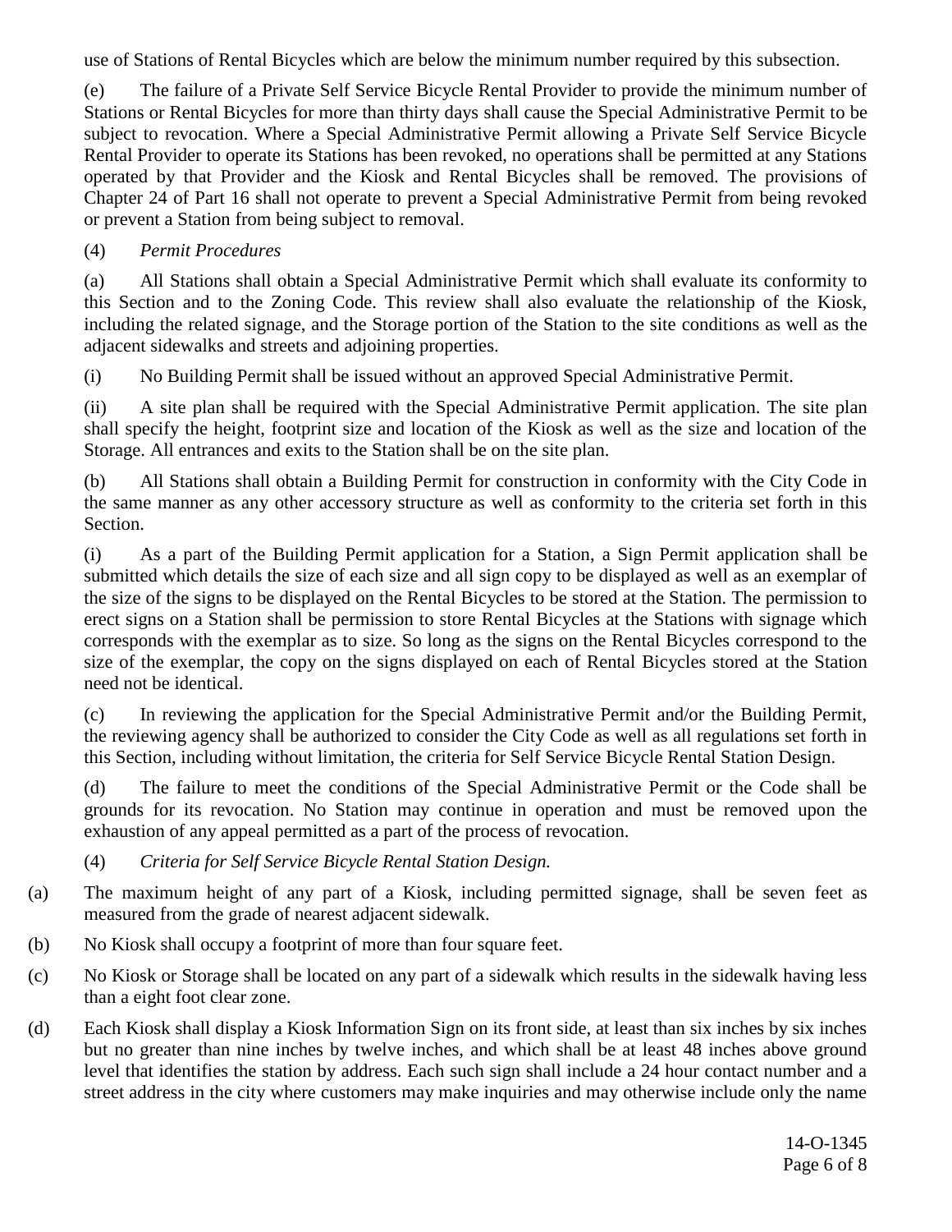use of Stations of Rental Bicycles which are below the minimum number required by this subsection.

(e) The failure of a Private Self Service Bicycle Rental Provider to provide the minimum number of Stations or Rental Bicycles for more than thirty days shall cause the Special Administrative Permit to be subject to revocation. Where a Special Administrative Permit allowing a Private Self Service Bicycle Rental Provider to operate its Stations has been revoked, no operations shall be permitted at any Stations operated by that Provider and the Kiosk and Rental Bicycles shall be removed. The provisions of Chapter 24 of Part 16 shall not operate to prevent a Special Administrative Permit from being revoked or prevent a Station from being subject to removal.

(4) *Permit Procedures*

(a) All Stations shall obtain a Special Administrative Permit which shall evaluate its conformity to this Section and to the Zoning Code. This review shall also evaluate the relationship of the Kiosk, including the related signage, and the Storage portion of the Station to the site conditions as well as the adjacent sidewalks and streets and adjoining properties.

(i) No Building Permit shall be issued without an approved Special Administrative Permit.

(ii) A site plan shall be required with the Special Administrative Permit application. The site plan shall specify the height, footprint size and location of the Kiosk as well as the size and location of the Storage. All entrances and exits to the Station shall be on the site plan.

(b) All Stations shall obtain a Building Permit for construction in conformity with the City Code in the same manner as any other accessory structure as well as conformity to the criteria set forth in this Section.

(i) As a part of the Building Permit application for a Station, a Sign Permit application shall be submitted which details the size of each size and all sign copy to be displayed as well as an exemplar of the size of the signs to be displayed on the Rental Bicycles to be stored at the Station. The permission to erect signs on a Station shall be permission to store Rental Bicycles at the Stations with signage which corresponds with the exemplar as to size. So long as the signs on the Rental Bicycles correspond to the size of the exemplar, the copy on the signs displayed on each of Rental Bicycles stored at the Station need not be identical.

(c) In reviewing the application for the Special Administrative Permit and/or the Building Permit, the reviewing agency shall be authorized to consider the City Code as well as all regulations set forth in this Section, including without limitation, the criteria for Self Service Bicycle Rental Station Design.

(d) The failure to meet the conditions of the Special Administrative Permit or the Code shall be grounds for its revocation. No Station may continue in operation and must be removed upon the exhaustion of any appeal permitted as a part of the process of revocation.

(4) *Criteria for Self Service Bicycle Rental Station Design.*

(a) The maximum height of any part of a Kiosk, including permitted signage, shall be seven feet as measured from the grade of nearest adjacent sidewalk.

(b) No Kiosk shall occupy a footprint of more than four square feet.

(c) No Kiosk or Storage shall be located on any part of a sidewalk which results in the sidewalk having less than a eight foot clear zone.

(d) Each Kiosk shall display a Kiosk Information Sign on its front side, at least than six inches by six inches but no greater than nine inches by twelve inches, and which shall be at least 48 inches above ground level that identifies the station by address. Each such sign shall include a 24 hour contact number and a street address in the city where customers may make inquiries and may otherwise include only the name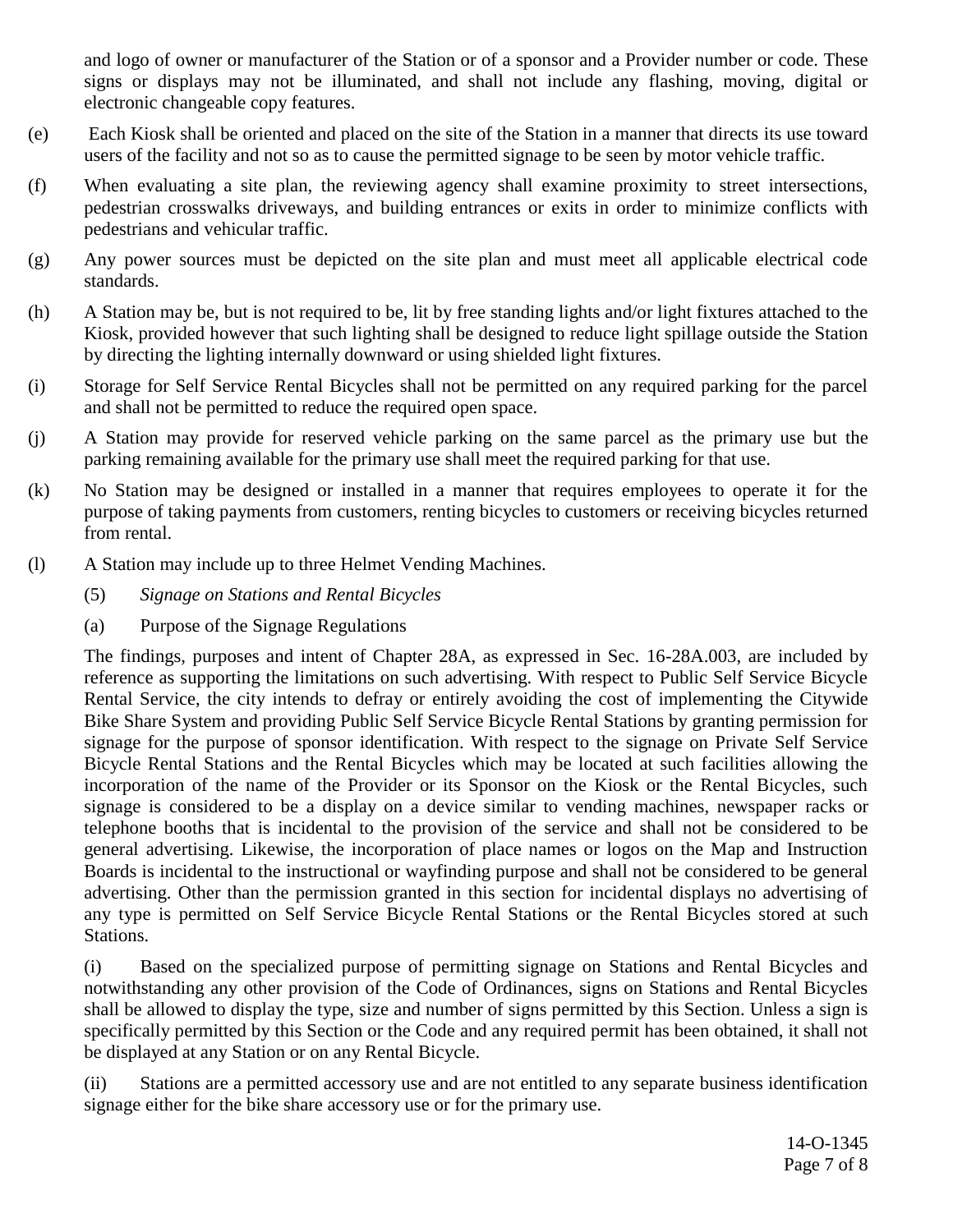and logo of owner or manufacturer of the Station or of a sponsor and a Provider number or code. These signs or displays may not be illuminated, and shall not include any flashing, moving, digital or electronic changeable copy features.

(e) Each Kiosk shall be oriented and placed on the site of the Station in a manner that directs its use toward users of the facility and not so as to cause the permitted signage to be seen by motor vehicle traffic.

(f) When evaluating a site plan, the reviewing agency shall examine proximity to street intersections, pedestrian crosswalks driveways, and building entrances or exits in order to minimize conflicts with pedestrians and vehicular traffic.

(g) Any power sources must be depicted on the site plan and must meet all applicable electrical code standards.

(h) A Station may be, but is not required to be, lit by free standing lights and/or light fixtures attached to the Kiosk, provided however that such lighting shall be designed to reduce light spillage outside the Station by directing the lighting internally downward or using shielded light fixtures.

(i) Storage for Self Service Rental Bicycles shall not be permitted on any required parking for the parcel and shall not be permitted to reduce the required open space.

(j) A Station may provide for reserved vehicle parking on the same parcel as the primary use but the parking remaining available for the primary use shall meet the required parking for that use.

(k) No Station may be designed or installed in a manner that requires employees to operate it for the purpose of taking payments from customers, renting bicycles to customers or receiving bicycles returned from rental.

(l) A Station may include up to three Helmet Vending Machines.

(5) *Signage on Stations and Rental Bicycles*

(a) Purpose of the Signage Regulations

The findings, purposes and intent of Chapter 28A, as expressed in Sec. 16-28A.003, are included by reference as supporting the limitations on such advertising. With respect to Public Self Service Bicycle Rental Service, the city intends to defray or entirely avoiding the cost of implementing the Citywide Bike Share System and providing Public Self Service Bicycle Rental Stations by granting permission for signage for the purpose of sponsor identification. With respect to the signage on Private Self Service Bicycle Rental Stations and the Rental Bicycles which may be located at such facilities allowing the incorporation of the name of the Provider or its Sponsor on the Kiosk or the Rental Bicycles, such signage is considered to be a display on a device similar to vending machines, newspaper racks or telephone booths that is incidental to the provision of the service and shall not be considered to be general advertising. Likewise, the incorporation of place names or logos on the Map and Instruction Boards is incidental to the instructional or wayfinding purpose and shall not be considered to be general advertising. Other than the permission granted in this section for incidental displays no advertising of any type is permitted on Self Service Bicycle Rental Stations or the Rental Bicycles stored at such Stations.

(i) Based on the specialized purpose of permitting signage on Stations and Rental Bicycles and notwithstanding any other provision of the Code of Ordinances, signs on Stations and Rental Bicycles shall be allowed to display the type, size and number of signs permitted by this Section. Unless a sign is specifically permitted by this Section or the Code and any required permit has been obtained, it shall not be displayed at any Station or on any Rental Bicycle.

(ii) Stations are a permitted accessory use and are not entitled to any separate business identification signage either for the bike share accessory use or for the primary use.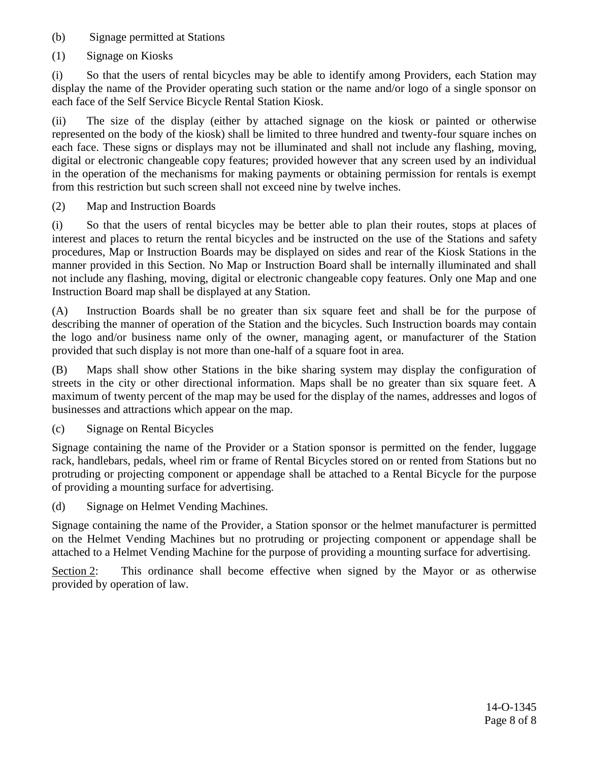(b) Signage permitted at Stations

(1) Signage on Kiosks

(i) So that the users of rental bicycles may be able to identify among Providers, each Station may display the name of the Provider operating such station or the name and/or logo of a single sponsor on each face of the Self Service Bicycle Rental Station Kiosk.

(ii) The size of the display (either by attached signage on the kiosk or painted or otherwise represented on the body of the kiosk) shall be limited to three hundred and twenty-four square inches on each face. These signs or displays may not be illuminated and shall not include any flashing, moving, digital or electronic changeable copy features; provided however that any screen used by an individual in the operation of the mechanisms for making payments or obtaining permission for rentals is exempt from this restriction but such screen shall not exceed nine by twelve inches.

(2) Map and Instruction Boards

(i) So that the users of rental bicycles may be better able to plan their routes, stops at places of interest and places to return the rental bicycles and be instructed on the use of the Stations and safety procedures, Map or Instruction Boards may be displayed on sides and rear of the Kiosk Stations in the manner provided in this Section. No Map or Instruction Board shall be internally illuminated and shall not include any flashing, moving, digital or electronic changeable copy features. Only one Map and one Instruction Board map shall be displayed at any Station.

(A) Instruction Boards shall be no greater than six square feet and shall be for the purpose of describing the manner of operation of the Station and the bicycles. Such Instruction boards may contain the logo and/or business name only of the owner, managing agent, or manufacturer of the Station provided that such display is not more than one-half of a square foot in area.

(B) Maps shall show other Stations in the bike sharing system may display the configuration of streets in the city or other directional information. Maps shall be no greater than six square feet. A maximum of twenty percent of the map may be used for the display of the names, addresses and logos of businesses and attractions which appear on the map.

(c) Signage on Rental Bicycles

Signage containing the name of the Provider or a Station sponsor is permitted on the fender, luggage rack, handlebars, pedals, wheel rim or frame of Rental Bicycles stored on or rented from Stations but no protruding or projecting component or appendage shall be attached to a Rental Bicycle for the purpose of providing a mounting surface for advertising.

(d) Signage on Helmet Vending Machines.

Signage containing the name of the Provider, a Station sponsor or the helmet manufacturer is permitted on the Helmet Vending Machines but no protruding or projecting component or appendage shall be attached to a Helmet Vending Machine for the purpose of providing a mounting surface for advertising.

Section 2: This ordinance shall become effective when signed by the Mayor or as otherwise provided by operation of law.